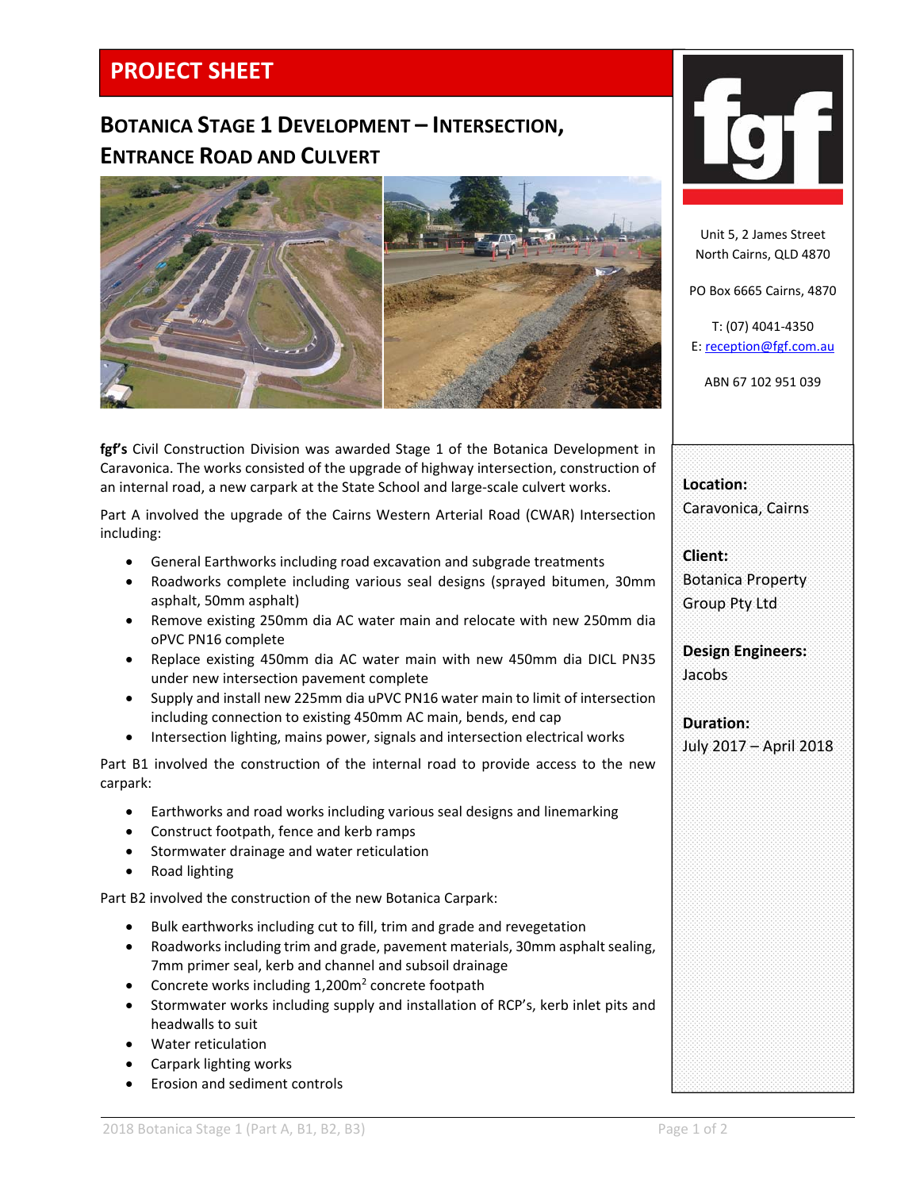# PROJECT SHEET

## BOTANICA STAGE 1 DEVELOPMENT – INTERSECTION, ENTRANCE ROAD AND CULVERT

Unit 5, 2 James Street
North Cairns, QLD 4870

PO Box 6665 Cairns, 4870

T: (07) 4041-4350
E: reception@fgf.com.au

ABN 67 102 951 039

**Location:**
Caravonica, Cairns

**Client:**
Botanica Property Group Pty Ltd

**Design Engineers:**
Jacobs

**Duration:**
July 2017 – April 2018

**fgf's** Civil Construction Division was awarded Stage 1 of the Botanica Development in Caravonica. The works consisted of the upgrade of highway intersection, construction of an internal road, a new carpark at the State School and large-scale culvert works.

Part A involved the upgrade of the Cairns Western Arterial Road (CWAR) Intersection including:

- General Earthworks including road excavation and subgrade treatments
- Roadworks complete including various seal designs (sprayed bitumen, 30mm asphalt, 50mm asphalt)
- Remove existing 250mm dia AC water main and relocate with new 250mm dia oPVC PN16 complete
- Replace existing 450mm dia AC water main with new 450mm dia DICL PN35 under new intersection pavement complete
- Supply and install new 225mm dia uPVC PN16 water main to limit of intersection including connection to existing 450mm AC main, bends, end cap
- Intersection lighting, mains power, signals and intersection electrical works

Part B1 involved the construction of the internal road to provide access to the new carpark:

- Earthworks and road works including various seal designs and linemarking
- Construct footpath, fence and kerb ramps
- Stormwater drainage and water reticulation
- Road lighting

Part B2 involved the construction of the new Botanica Carpark:

- Bulk earthworks including cut to fill, trim and grade and revegetation
- Roadworks including trim and grade, pavement materials, 30mm asphalt sealing, 7mm primer seal, kerb and channel and subsoil drainage
- Concrete works including 1,200m$^2$ concrete footpath
- Stormwater works including supply and installation of RCP's, kerb inlet pits and headwalls to suit
- Water reticulation
- Carpark lighting works
- Erosion and sediment controls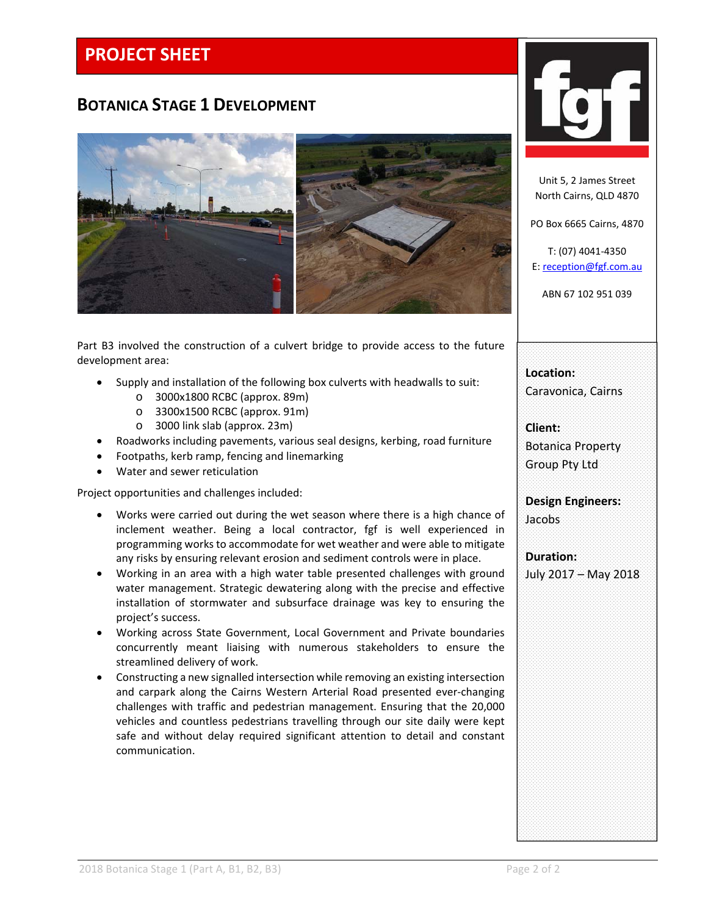# PROJECT SHEET

## BOTANICA STAGE 1 DEVELOPMENT

Part B3 involved the construction of a culvert bridge to provide access to the future development area:

- Supply and installation of the following box culverts with headwalls to suit:
  - 3000x1800 RCBC (approx. 89m)
  - 3300x1500 RCBC (approx. 91m)
  - 3000 link slab (approx. 23m)
- Roadworks including pavements, various seal designs, kerbing, road furniture
- Footpaths, kerb ramp, fencing and linemarking
- Water and sewer reticulation

Project opportunities and challenges included:

- Works were carried out during the wet season where there is a high chance of inclement weather. Being a local contractor, fgf is well experienced in programming works to accommodate for wet weather and were able to mitigate any risks by ensuring relevant erosion and sediment controls were in place.
- Working in an area with a high water table presented challenges with ground water management. Strategic dewatering along with the precise and effective installation of stormwater and subsurface drainage was key to ensuring the project's success.
- Working across State Government, Local Government and Private boundaries concurrently meant liaising with numerous stakeholders to ensure the streamlined delivery of work.
- Constructing a new signalled intersection while removing an existing intersection and carpark along the Cairns Western Arterial Road presented ever-changing challenges with traffic and pedestrian management. Ensuring that the 20,000 vehicles and countless pedestrians travelling through our site daily were kept safe and without delay required significant attention to detail and constant communication.

fgf

Unit 5, 2 James Street
North Cairns, QLD 4870

PO Box 6665 Cairns, 4870

T: (07) 4041-4350
E: reception@fgf.com.au

ABN 67 102 951 039

**Location:**
Caravonica, Cairns

**Client:**
Botanica Property Group Pty Ltd

**Design Engineers:**
Jacobs

**Duration:**
July 2017 – May 2018